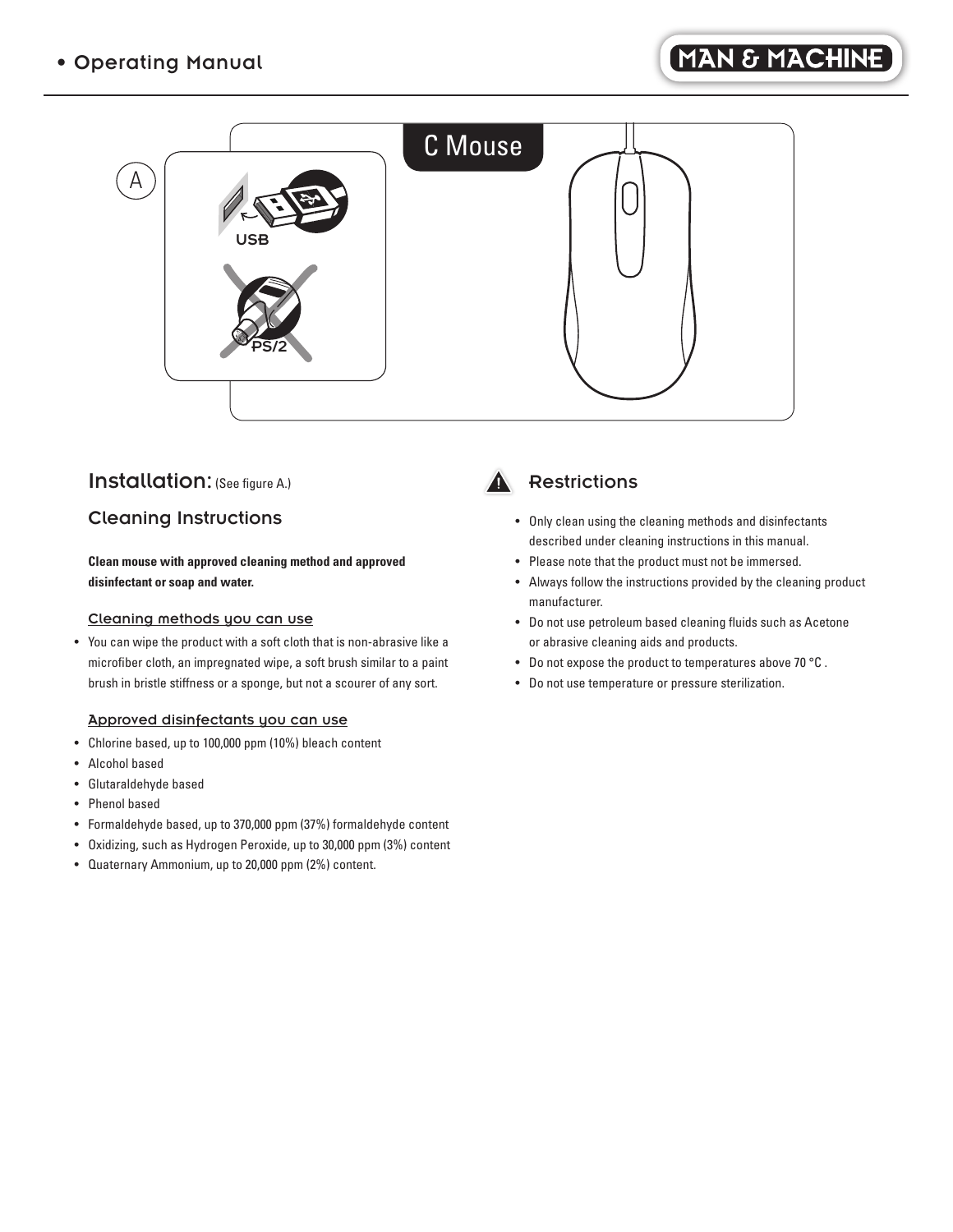# • Operating Manual

MAN & MACHINE

C Mouse

A

USB

PS/2

## Installation: (See figure A.)

## Cleaning Instructions

**Clean mouse with approved cleaning method and approved disinfectant or soap and water.**

### Cleaning methods you can use

- You can wipe the product with a soft cloth that is non-abrasive like a microfiber cloth, an impregnated wipe, a soft brush similar to a paint brush in bristle stiffness or a sponge, but not a scourer of any sort.

### Approved disinfectants you can use

- Chlorine based, up to 100,000 ppm (10%) bleach content
- Alcohol based
- Glutaraldehyde based
- Phenol based
- Formaldehyde based, up to 370,000 ppm (37%) formaldehyde content
- Oxidizing, such as Hydrogen Peroxide, up to 30,000 ppm (3%) content
- Quaternary Ammonium, up to 20,000 ppm (2%) content.

## Restrictions

- Only clean using the cleaning methods and disinfectants described under cleaning instructions in this manual.
- Please note that the product must not be immersed.
- Always follow the instructions provided by the cleaning product manufacturer.
- Do not use petroleum based cleaning fluids such as Acetone or abrasive cleaning aids and products.
- Do not expose the product to temperatures above 70 °C .
- Do not use temperature or pressure sterilization.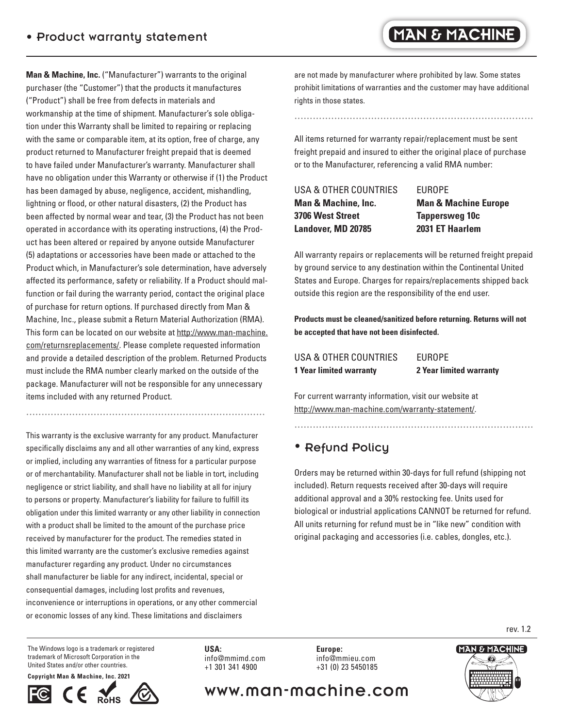## • Product warranty statement

MAN & MACHINE

**Man & Machine, Inc.** ("Manufacturer") warrants to the original purchaser (the "Customer") that the products it manufactures ("Product") shall be free from defects in materials and workmanship at the time of shipment. Manufacturer's sole obligation under this Warranty shall be limited to repairing or replacing with the same or comparable item, at its option, free of charge, any product returned to Manufacturer freight prepaid that is deemed to have failed under Manufacturer's warranty. Manufacturer shall have no obligation under this Warranty or otherwise if (1) the Product has been damaged by abuse, negligence, accident, mishandling, lightning or flood, or other natural disasters, (2) the Product has been affected by normal wear and tear, (3) the Product has not been operated in accordance with its operating instructions, (4) the Product has been altered or repaired by anyone outside Manufacturer (5) adaptations or accessories have been made or attached to the Product which, in Manufacturer's sole determination, have adversely affected its performance, safety or reliability. If a Product should malfunction or fail during the warranty period, contact the original place of purchase for return options. If purchased directly from Man & Machine, Inc., please submit a Return Material Authorization (RMA). This form can be located on our website at http://www.man-machine.com/returnsreplacements/. Please complete requested information and provide a detailed description of the problem. Returned Products must include the RMA number clearly marked on the outside of the package. Manufacturer will not be responsible for any unnecessary items included with any returned Product.

This warranty is the exclusive warranty for any product. Manufacturer specifically disclaims any and all other warranties of any kind, express or implied, including any warranties of fitness for a particular purpose or of merchantability. Manufacturer shall not be liable in tort, including negligence or strict liability, and shall have no liability at all for injury to persons or property. Manufacturer's liability for failure to fulfill its obligation under this limited warranty or any other liability in connection with a product shall be limited to the amount of the purchase price received by manufacturer for the product. The remedies stated in this limited warranty are the customer's exclusive remedies against manufacturer regarding any product. Under no circumstances shall manufacturer be liable for any indirect, incidental, special or consequential damages, including lost profits and revenues, inconvenience or interruptions in operations, or any other commercial or economic losses of any kind. These limitations and disclaimers are not made by manufacturer where prohibited by law. Some states prohibit limitations of warranties and the customer may have additional rights in those states.

All items returned for warranty repair/replacement must be sent freight prepaid and insured to either the original place of purchase or to the Manufacturer, referencing a valid RMA number:

| USA & OTHER COUNTRIES | EUROPE |
|---|---|
| **Man & Machine, Inc.** | **Man & Machine Europe** |
| **3706 West Street** | **Tappersweg 10c** |
| **Landover, MD 20785** | **2031 ET Haarlem** |

All warranty repairs or replacements will be returned freight prepaid by ground service to any destination within the Continental United States and Europe. Charges for repairs/replacements shipped back outside this region are the responsibility of the end user.

**Products must be cleaned/sanitized before returning. Returns will not be accepted that have not been disinfected.**

| USA & OTHER COUNTRIES | EUROPE |
|---|---|
| **1 Year limited warranty** | **2 Year limited warranty** |

For current warranty information, visit our website at http://www.man-machine.com/warranty-statement/.

## • Refund Policy

Orders may be returned within 30-days for full refund (shipping not included). Return requests received after 30-days will require additional approval and a 30% restocking fee. Units used for biological or industrial applications CANNOT be returned for refund. All units returning for refund must be in "like new" condition with original packaging and accessories (i.e. cables, dongles, etc.).

rev. 1.2

The Windows logo is a trademark or registered trademark of Microsoft Corporation in the United States and/or other countries.

**Copyright Man & Machine, Inc. 2021**

**USA:**
info@mmimd.com
+1 301 341 4900

**Europe:**
info@mmieu.com
+31 (0) 23 5450185

www.man-machine.com